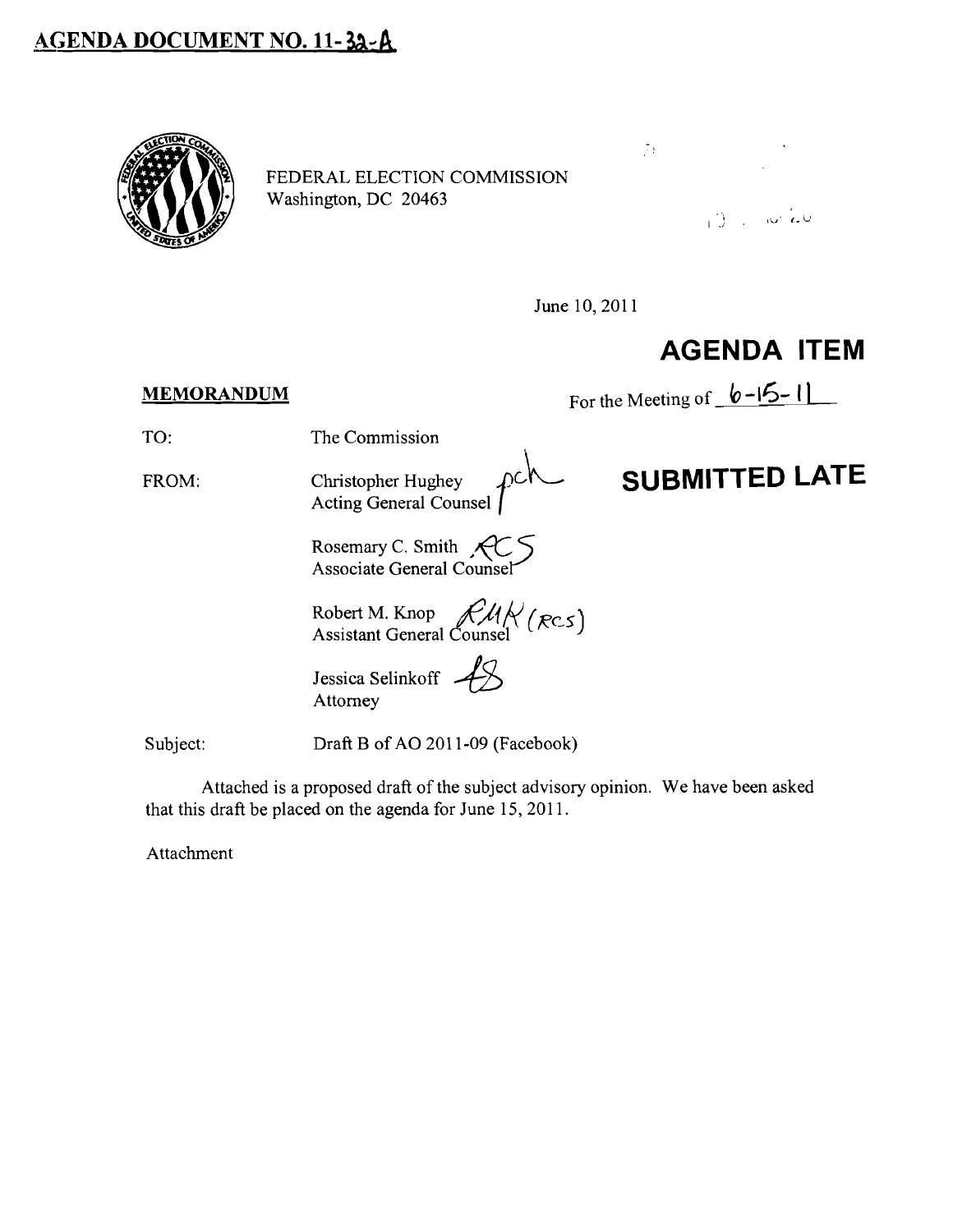# AGENDA DOCUMENT NO. 11-32-A

FEDERAL ELECTION COMMISSION
Washington, DC 20463

June 10, 2011

## AGENDA ITEM

For the Meeting of 6-15-11

## SUBMITTED LATE

**MEMORANDUM**

TO: The Commission

FROM: Christopher Hughey
Acting General Counsel

Rosemary C. Smith
Associate General Counsel

Robert M. Knop
Assistant General Counsel

Jessica Selinkoff
Attorney

Subject: Draft B of AO 2011-09 (Facebook)

Attached is a proposed draft of the subject advisory opinion. We have been asked that this draft be placed on the agenda for June 15, 2011.

Attachment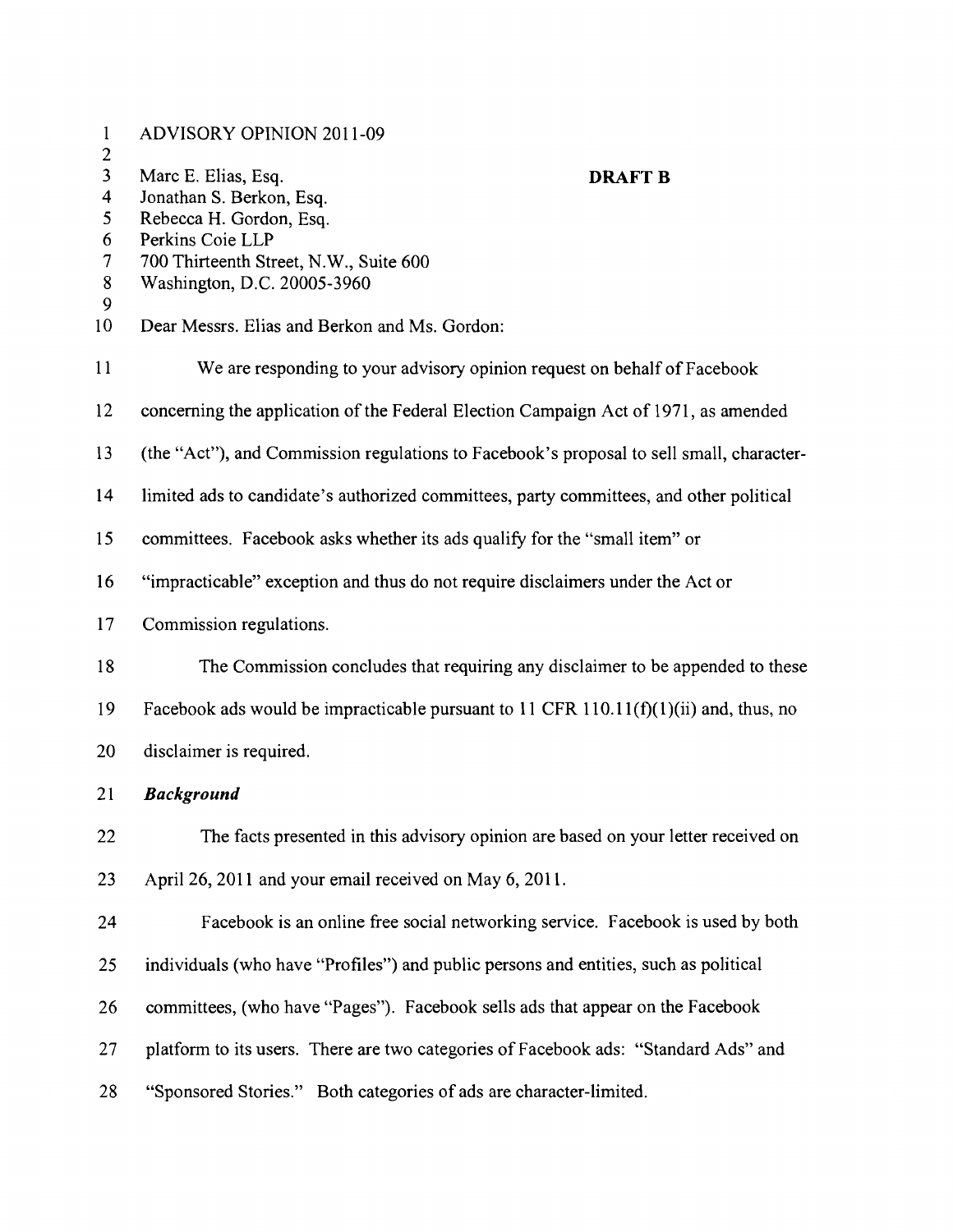ADVISORY OPINION 2011-09

Marc E. Elias, Esq. **DRAFT B**
Jonathan S. Berkon, Esq.
Rebecca H. Gordon, Esq.
Perkins Coie LLP
700 Thirteenth Street, N.W., Suite 600
Washington, D.C. 20005-3960

Dear Messrs. Elias and Berkon and Ms. Gordon:

We are responding to your advisory opinion request on behalf of Facebook concerning the application of the Federal Election Campaign Act of 1971, as amended (the "Act"), and Commission regulations to Facebook's proposal to sell small, character-limited ads to candidate's authorized committees, party committees, and other political committees. Facebook asks whether its ads qualify for the "small item" or "impracticable" exception and thus do not require disclaimers under the Act or Commission regulations.

The Commission concludes that requiring any disclaimer to be appended to these Facebook ads would be impracticable pursuant to 11 CFR 110.11(f)(1)(ii) and, thus, no disclaimer is required.

***Background***

The facts presented in this advisory opinion are based on your letter received on April 26, 2011 and your email received on May 6, 2011.

Facebook is an online free social networking service. Facebook is used by both individuals (who have "Profiles") and public persons and entities, such as political committees, (who have "Pages"). Facebook sells ads that appear on the Facebook platform to its users. There are two categories of Facebook ads: "Standard Ads" and "Sponsored Stories." Both categories of ads are character-limited.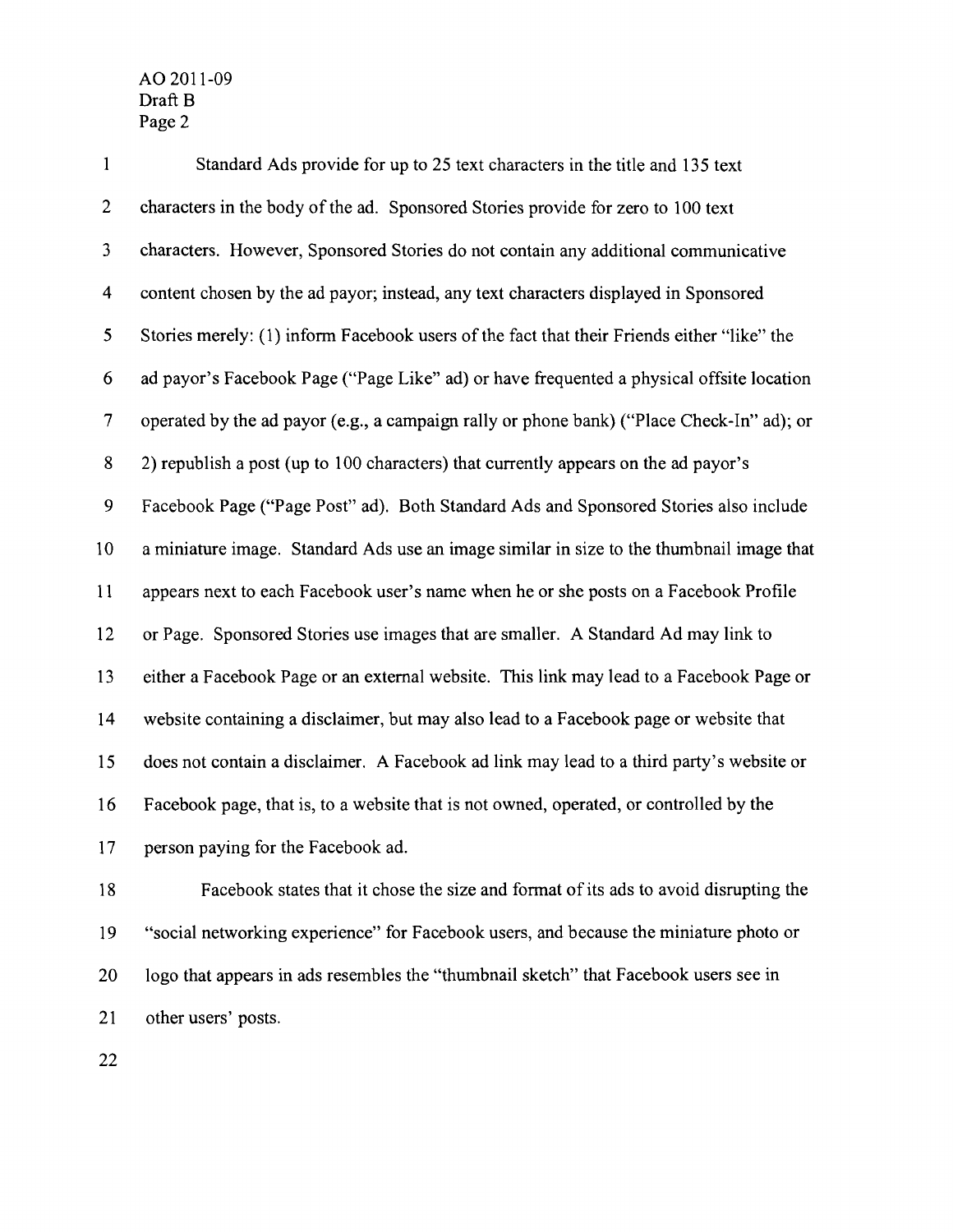Standard Ads provide for up to 25 text characters in the title and 135 text characters in the body of the ad. Sponsored Stories provide for zero to 100 text characters. However, Sponsored Stories do not contain any additional communicative content chosen by the ad payor; instead, any text characters displayed in Sponsored Stories merely: (1) inform Facebook users of the fact that their Friends either "like" the ad payor's Facebook Page ("Page Like" ad) or have frequented a physical offsite location operated by the ad payor (e.g., a campaign rally or phone bank) ("Place Check-In" ad); or 2) republish a post (up to 100 characters) that currently appears on the ad payor's Facebook Page ("Page Post" ad). Both Standard Ads and Sponsored Stories also include a miniature image. Standard Ads use an image similar in size to the thumbnail image that appears next to each Facebook user's name when he or she posts on a Facebook Profile or Page. Sponsored Stories use images that are smaller. A Standard Ad may link to either a Facebook Page or an external website. This link may lead to a Facebook Page or website containing a disclaimer, but may also lead to a Facebook page or website that does not contain a disclaimer. A Facebook ad link may lead to a third party's website or Facebook page, that is, to a website that is not owned, operated, or controlled by the person paying for the Facebook ad.

Facebook states that it chose the size and format of its ads to avoid disrupting the "social networking experience" for Facebook users, and because the miniature photo or logo that appears in ads resembles the "thumbnail sketch" that Facebook users see in other users' posts.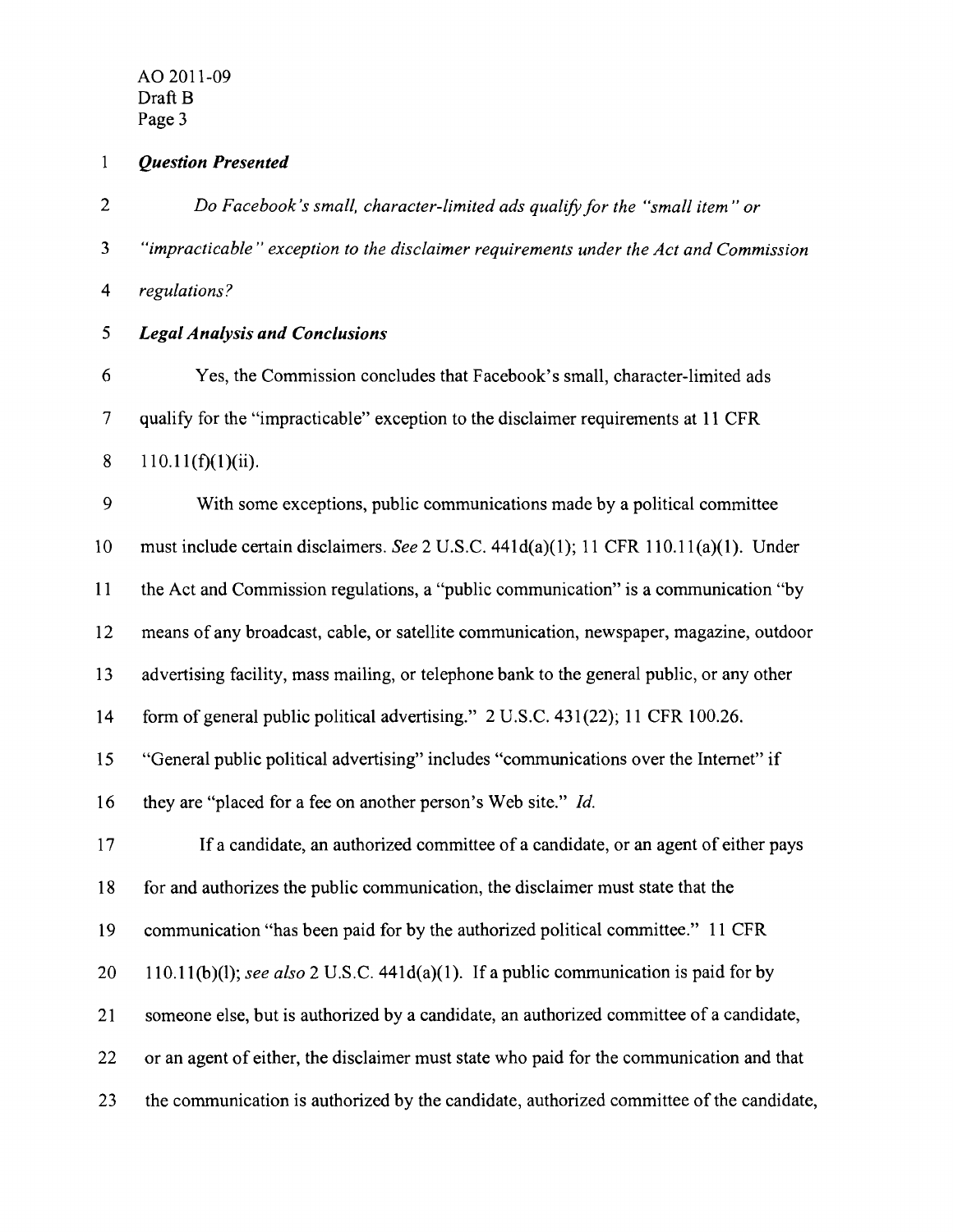***Question Presented***

*Do Facebook's small, character-limited ads qualify for the "small item" or "impracticable" exception to the disclaimer requirements under the Act and Commission regulations?*

***Legal Analysis and Conclusions***

Yes, the Commission concludes that Facebook's small, character-limited ads qualify for the "impracticable" exception to the disclaimer requirements at 11 CFR 110.11(f)(1)(ii).

With some exceptions, public communications made by a political committee must include certain disclaimers. *See* 2 U.S.C. 441d(a)(1); 11 CFR 110.11(a)(1). Under the Act and Commission regulations, a "public communication" is a communication "by means of any broadcast, cable, or satellite communication, newspaper, magazine, outdoor advertising facility, mass mailing, or telephone bank to the general public, or any other form of general public political advertising." 2 U.S.C. 431(22); 11 CFR 100.26. "General public political advertising" includes "communications over the Internet" if they are "placed for a fee on another person's Web site." *Id.*

If a candidate, an authorized committee of a candidate, or an agent of either pays for and authorizes the public communication, the disclaimer must state that the communication "has been paid for by the authorized political committee." 11 CFR 110.11(b)(l); *see also* 2 U.S.C. 441d(a)(1). If a public communication is paid for by someone else, but is authorized by a candidate, an authorized committee of a candidate, or an agent of either, the disclaimer must state who paid for the communication and that the communication is authorized by the candidate, authorized committee of the candidate,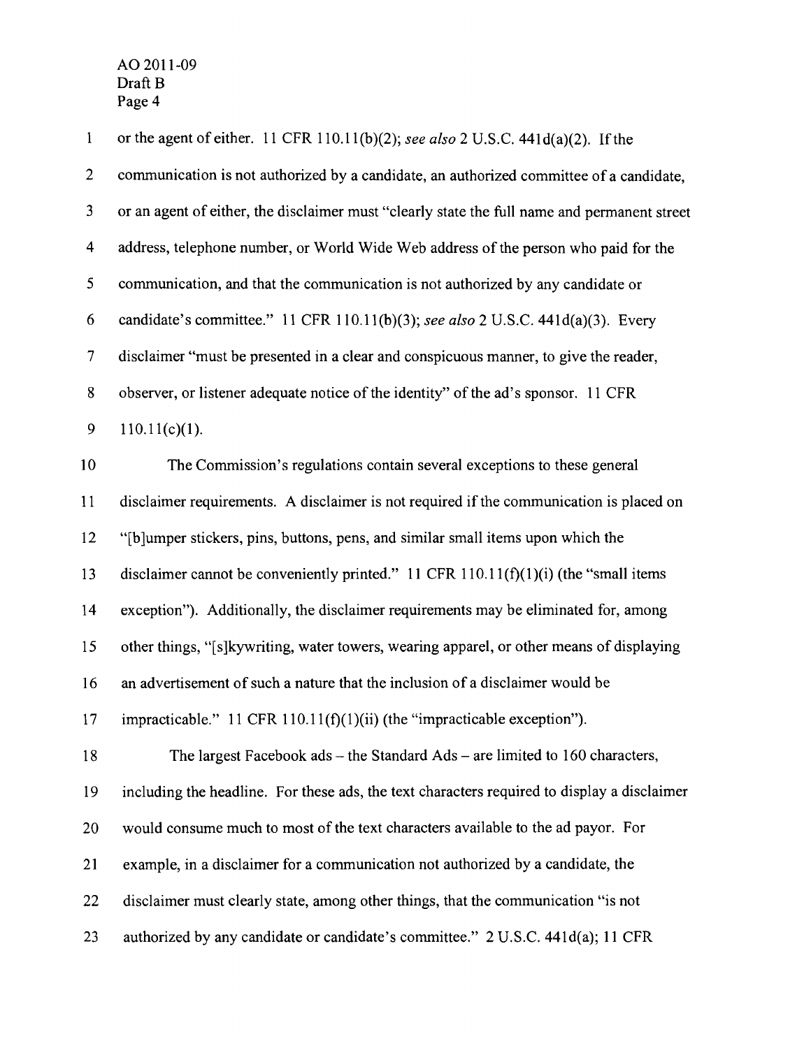or the agent of either. 11 CFR 110.11(b)(2); *see also* 2 U.S.C. 441d(a)(2). If the communication is not authorized by a candidate, an authorized committee of a candidate, or an agent of either, the disclaimer must "clearly state the full name and permanent street address, telephone number, or World Wide Web address of the person who paid for the communication, and that the communication is not authorized by any candidate or candidate's committee." 11 CFR 110.11(b)(3); *see also* 2 U.S.C. 441d(a)(3). Every disclaimer "must be presented in a clear and conspicuous manner, to give the reader, observer, or listener adequate notice of the identity" of the ad's sponsor. 11 CFR 110.11(c)(1).

The Commission's regulations contain several exceptions to these general disclaimer requirements. A disclaimer is not required if the communication is placed on "[b]umper stickers, pins, buttons, pens, and similar small items upon which the disclaimer cannot be conveniently printed." 11 CFR 110.11(f)(1)(i) (the "small items exception"). Additionally, the disclaimer requirements may be eliminated for, among other things, "[s]kywriting, water towers, wearing apparel, or other means of displaying an advertisement of such a nature that the inclusion of a disclaimer would be impracticable." 11 CFR 110.11(f)(1)(ii) (the "impracticable exception").

The largest Facebook ads – the Standard Ads – are limited to 160 characters, including the headline. For these ads, the text characters required to display a disclaimer would consume much to most of the text characters available to the ad payor. For example, in a disclaimer for a communication not authorized by a candidate, the disclaimer must clearly state, among other things, that the communication "is not authorized by any candidate or candidate's committee." 2 U.S.C. 441d(a); 11 CFR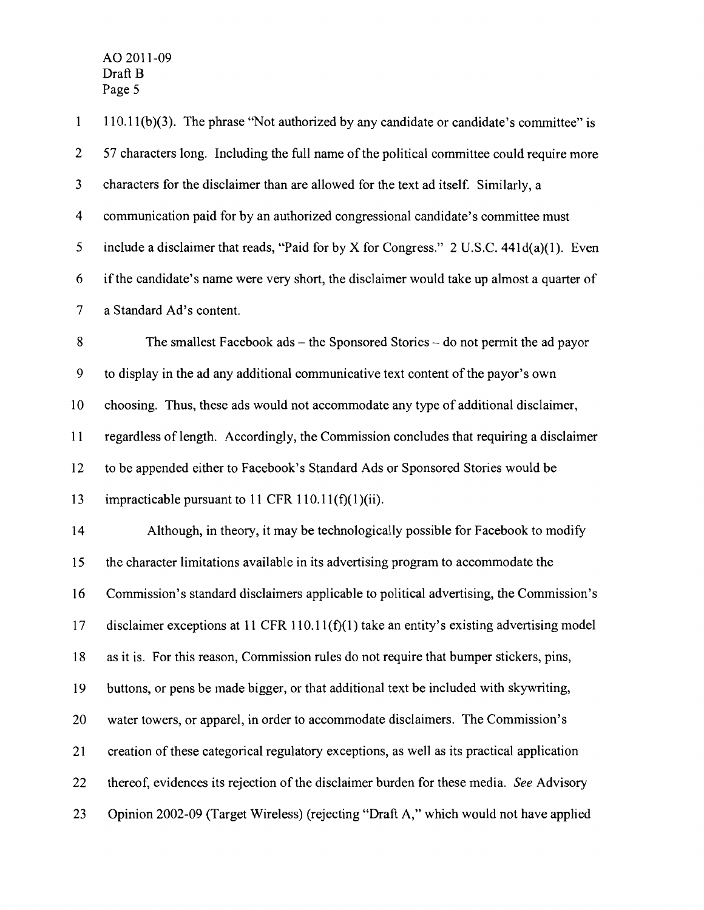110.11(b)(3). The phrase "Not authorized by any candidate or candidate's committee" is 57 characters long. Including the full name of the political committee could require more characters for the disclaimer than are allowed for the text ad itself. Similarly, a communication paid for by an authorized congressional candidate's committee must include a disclaimer that reads, "Paid for by X for Congress." 2 U.S.C. 441d(a)(1). Even if the candidate's name were very short, the disclaimer would take up almost a quarter of a Standard Ad's content.

The smallest Facebook ads – the Sponsored Stories – do not permit the ad payor to display in the ad any additional communicative text content of the payor's own choosing. Thus, these ads would not accommodate any type of additional disclaimer, regardless of length. Accordingly, the Commission concludes that requiring a disclaimer to be appended either to Facebook's Standard Ads or Sponsored Stories would be impracticable pursuant to 11 CFR 110.11(f)(1)(ii).

Although, in theory, it may be technologically possible for Facebook to modify the character limitations available in its advertising program to accommodate the Commission's standard disclaimers applicable to political advertising, the Commission's disclaimer exceptions at 11 CFR 110.11(f)(1) take an entity's existing advertising model as it is. For this reason, Commission rules do not require that bumper stickers, pins, buttons, or pens be made bigger, or that additional text be included with skywriting, water towers, or apparel, in order to accommodate disclaimers. The Commission's creation of these categorical regulatory exceptions, as well as its practical application thereof, evidences its rejection of the disclaimer burden for these media. *See* Advisory Opinion 2002-09 (Target Wireless) (rejecting "Draft A," which would not have applied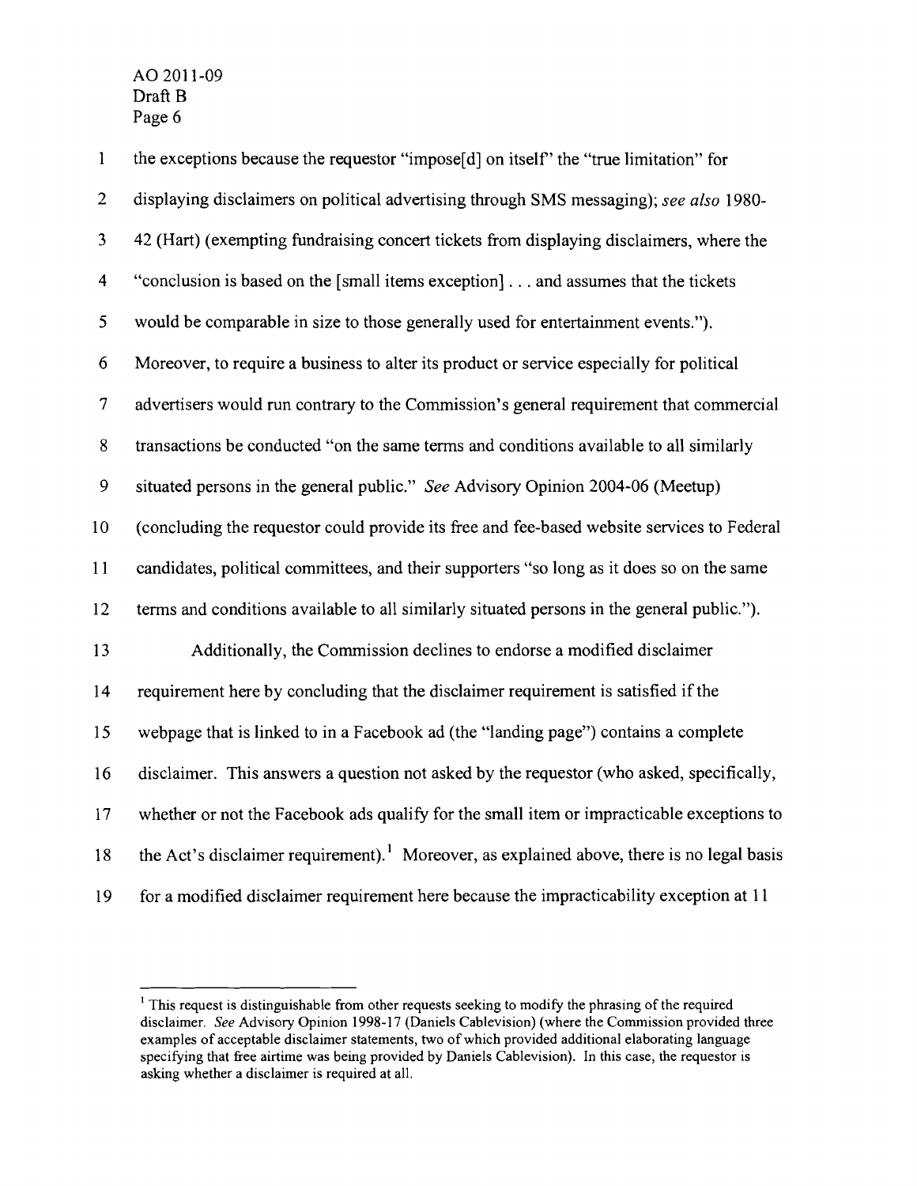the exceptions because the requestor "impose[d] on itself" the "true limitation" for displaying disclaimers on political advertising through SMS messaging); *see also* 1980-42 (Hart) (exempting fundraising concert tickets from displaying disclaimers, where the "conclusion is based on the [small items exception] . . . and assumes that the tickets would be comparable in size to those generally used for entertainment events."). Moreover, to require a business to alter its product or service especially for political advertisers would run contrary to the Commission's general requirement that commercial transactions be conducted "on the same terms and conditions available to all similarly situated persons in the general public." *See* Advisory Opinion 2004-06 (Meetup) (concluding the requestor could provide its free and fee-based website services to Federal candidates, political committees, and their supporters "so long as it does so on the same terms and conditions available to all similarly situated persons in the general public.").

Additionally, the Commission declines to endorse a modified disclaimer requirement here by concluding that the disclaimer requirement is satisfied if the webpage that is linked to in a Facebook ad (the "landing page") contains a complete disclaimer. This answers a question not asked by the requestor (who asked, specifically, whether or not the Facebook ads qualify for the small item or impracticable exceptions to the Act's disclaimer requirement).[1] Moreover, as explained above, there is no legal basis for a modified disclaimer requirement here because the impracticability exception at 11

---

[1] This request is distinguishable from other requests seeking to modify the phrasing of the required disclaimer. *See* Advisory Opinion 1998-17 (Daniels Cablevision) (where the Commission provided three examples of acceptable disclaimer statements, two of which provided additional elaborating language specifying that free airtime was being provided by Daniels Cablevision). In this case, the requestor is asking whether a disclaimer is required at all.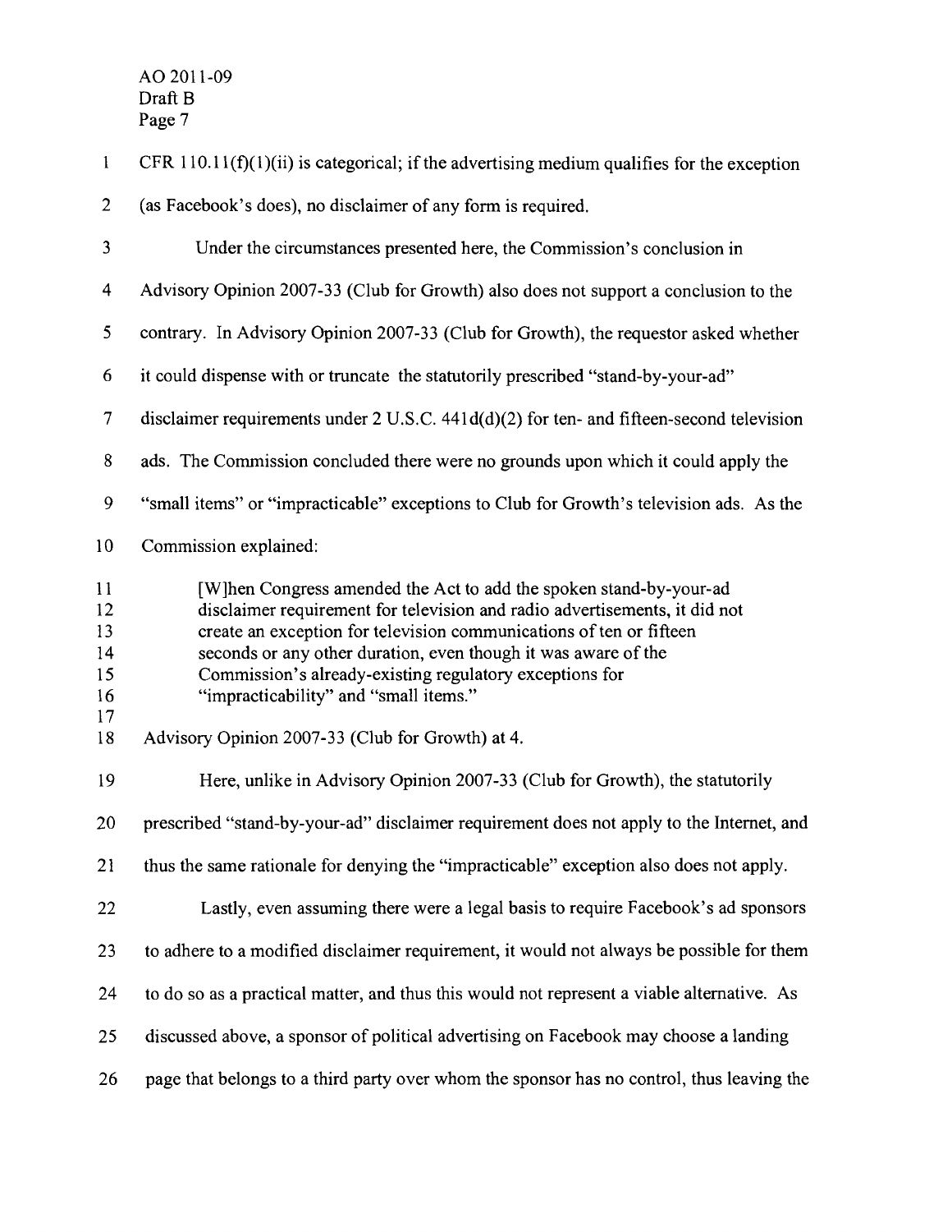CFR 110.11(f)(1)(ii) is categorical; if the advertising medium qualifies for the exception (as Facebook's does), no disclaimer of any form is required.

Under the circumstances presented here, the Commission's conclusion in Advisory Opinion 2007-33 (Club for Growth) also does not support a conclusion to the contrary. In Advisory Opinion 2007-33 (Club for Growth), the requestor asked whether it could dispense with or truncate the statutorily prescribed "stand-by-your-ad" disclaimer requirements under 2 U.S.C. 441d(d)(2) for ten- and fifteen-second television ads. The Commission concluded there were no grounds upon which it could apply the "small items" or "impracticable" exceptions to Club for Growth's television ads. As the Commission explained:

> [W]hen Congress amended the Act to add the spoken stand-by-your-ad disclaimer requirement for television and radio advertisements, it did not create an exception for television communications of ten or fifteen seconds or any other duration, even though it was aware of the Commission's already-existing regulatory exceptions for "impracticability" and "small items."

Advisory Opinion 2007-33 (Club for Growth) at 4.

Here, unlike in Advisory Opinion 2007-33 (Club for Growth), the statutorily prescribed "stand-by-your-ad" disclaimer requirement does not apply to the Internet, and thus the same rationale for denying the "impracticable" exception also does not apply.

Lastly, even assuming there were a legal basis to require Facebook's ad sponsors to adhere to a modified disclaimer requirement, it would not always be possible for them to do so as a practical matter, and thus this would not represent a viable alternative. As discussed above, a sponsor of political advertising on Facebook may choose a landing page that belongs to a third party over whom the sponsor has no control, thus leaving the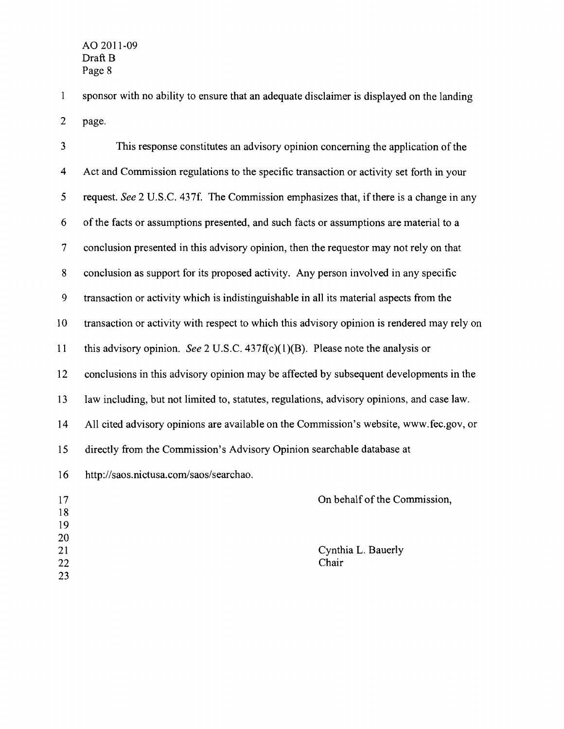sponsor with no ability to ensure that an adequate disclaimer is displayed on the landing page.

This response constitutes an advisory opinion concerning the application of the Act and Commission regulations to the specific transaction or activity set forth in your request. *See* 2 U.S.C. 437f. The Commission emphasizes that, if there is a change in any of the facts or assumptions presented, and such facts or assumptions are material to a conclusion presented in this advisory opinion, then the requestor may not rely on that conclusion as support for its proposed activity. Any person involved in any specific transaction or activity which is indistinguishable in all its material aspects from the transaction or activity with respect to which this advisory opinion is rendered may rely on this advisory opinion. *See* 2 U.S.C. 437f(c)(1)(B). Please note the analysis or conclusions in this advisory opinion may be affected by subsequent developments in the law including, but not limited to, statutes, regulations, advisory opinions, and case law. All cited advisory opinions are available on the Commission's website, www.fec.gov, or directly from the Commission's Advisory Opinion searchable database at http://saos.nictusa.com/saos/searchao.

On behalf of the Commission,

Cynthia L. Bauerly
Chair